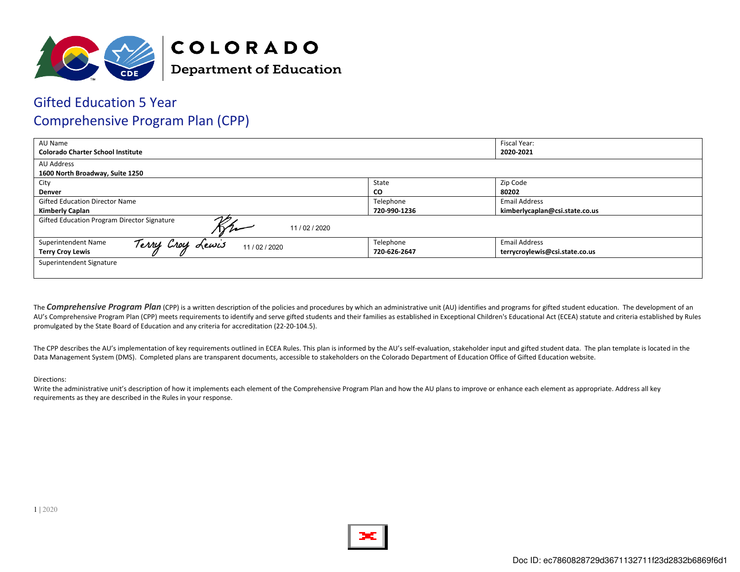COLORADO

Department of Education

# Gifted Education 5 Year
# Comprehensive Program Plan (CPP)

| AU Name<br>**Colorado Charter School Institute** | | Fiscal Year:<br>**2020-2021** |
|---|---|---|
| AU Address<br>**1600 North Broadway, Suite 1250** | | |
| City<br>**Denver** | State<br>**CO** | Zip Code<br>**80202** |
| Gifted Education Director Name<br>**Kimberly Caplan** | Telephone<br>**720-990-1236** | Email Address<br>**kimberlycaplan@csi.state.co.us** |
| Gifted Education Program Director Signature 11 / 02 / 2020 | | |
| Superintendent Name<br>**Terry Croy Lewis** Terry Croy Lewis 11 / 02 / 2020 | Telephone<br>**720-626-2647** | Email Address<br>**terrycroylewis@csi.state.co.us** |
| Superintendent Signature | | |

The ***Comprehensive Program Plan*** (CPP) is a written description of the policies and procedures by which an administrative unit (AU) identifies and programs for gifted student education. The development of an AU's Comprehensive Program Plan (CPP) meets requirements to identify and serve gifted students and their families as established in Exceptional Children's Educational Act (ECEA) statute and criteria established by Rules promulgated by the State Board of Education and any criteria for accreditation (22-20-104.5).

The CPP describes the AU's implementation of key requirements outlined in ECEA Rules. This plan is informed by the AU's self-evaluation, stakeholder input and gifted student data. The plan template is located in the Data Management System (DMS). Completed plans are transparent documents, accessible to stakeholders on the Colorado Department of Education Office of Gifted Education website.

Directions:
Write the administrative unit's description of how it implements each element of the Comprehensive Program Plan and how the AU plans to improve or enhance each element as appropriate. Address all key requirements as they are described in the Rules in your response.

Doc ID: ec7860828729d3671132711f23d2832b6869f6d1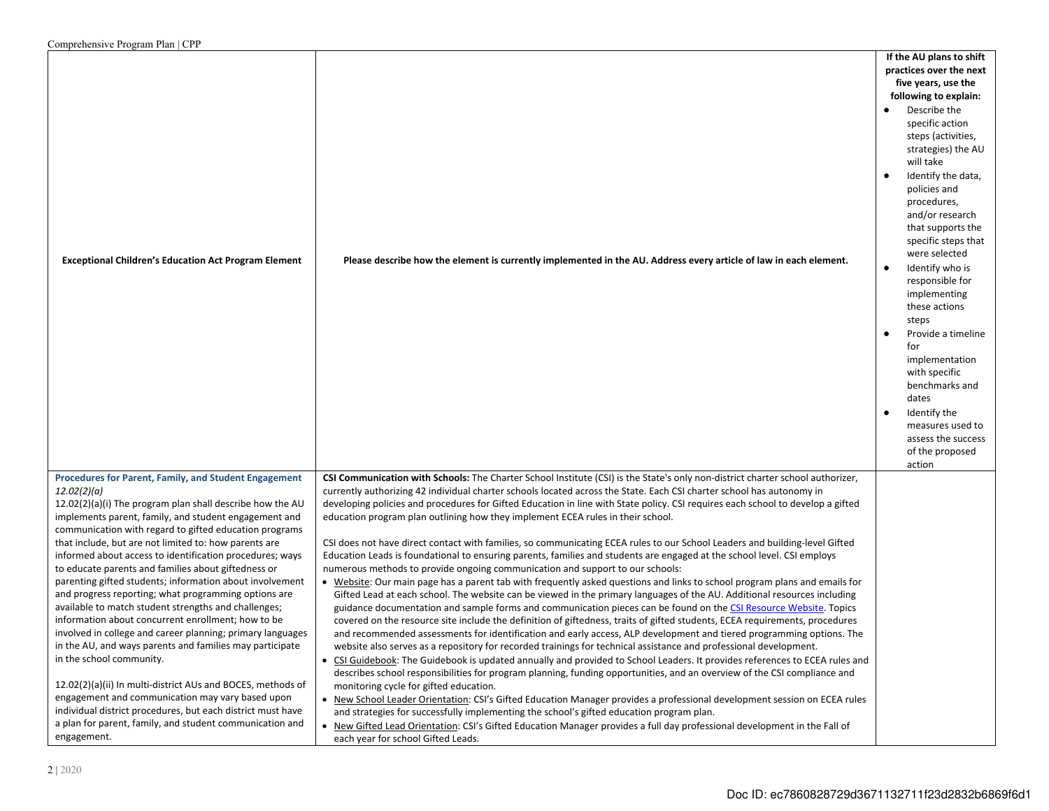| Exceptional Children's Education Act Program Element | Please describe how the element is currently implemented in the AU. Address every article of law in each element. | **If the AU plans to shift practices over the next five years, use the following to explain:**<br>● Describe the specific action steps (activities, strategies) the AU will take<br>● Identify the data, policies and procedures, and/or research that supports the specific steps that were selected<br>● Identify who is responsible for implementing these actions steps<br>● Provide a timeline for implementation with specific benchmarks and dates<br>● Identify the measures used to assess the success of the proposed action |
|---|---|---|
| **Procedures for Parent, Family, and Student Engagement**<br>*12.02(2)(a)*<br>12.02(2)(a)(i) The program plan shall describe how the AU implements parent, family, and student engagement and communication with regard to gifted education programs that include, but are not limited to: how parents are informed about access to identification procedures; ways to educate parents and families about giftedness or parenting gifted students; information about involvement and progress reporting; what programming options are available to match student strengths and challenges; information about concurrent enrollment; how to be involved in college and career planning; primary languages in the AU, and ways parents and families may participate in the school community.<br><br>12.02(2)(a)(ii) In multi-district AUs and BOCES, methods of engagement and communication may vary based upon individual district procedures, but each district must have a plan for parent, family, and student communication and engagement. | **CSI Communication with Schools:** The Charter School Institute (CSI) is the State's only non-district charter school authorizer, currently authorizing 42 individual charter schools located across the State. Each CSI charter school has autonomy in developing policies and procedures for Gifted Education in line with State policy. CSI requires each school to develop a gifted education program plan outlining how they implement ECEA rules in their school.<br><br>CSI does not have direct contact with families, so communicating ECEA rules to our School Leaders and building-level Gifted Education Leads is foundational to ensuring parents, families and students are engaged at the school level. CSI employs numerous methods to provide ongoing communication and support to our schools:<br>• Website: Our main page has a parent tab with frequently asked questions and links to school program plans and emails for Gifted Lead at each school. The website can be viewed in the primary languages of the AU. Additional resources including guidance documentation and sample forms and communication pieces can be found on the CSI Resource Website. Topics covered on the resource site include the definition of giftedness, traits of gifted students, ECEA requirements, procedures and recommended assessments for identification and early access, ALP development and tiered programming options. The website also serves as a repository for recorded trainings for technical assistance and professional development.<br>• CSI Guidebook: The Guidebook is updated annually and provided to School Leaders. It provides references to ECEA rules and describes school responsibilities for program planning, funding opportunities, and an overview of the CSI compliance and monitoring cycle for gifted education.<br>• New School Leader Orientation: CSI's Gifted Education Manager provides a professional development session on ECEA rules and strategies for successfully implementing the school's gifted education program plan.<br>• New Gifted Lead Orientation: CSI's Gifted Education Manager provides a full day professional development in the Fall of each year for school Gifted Leads. | |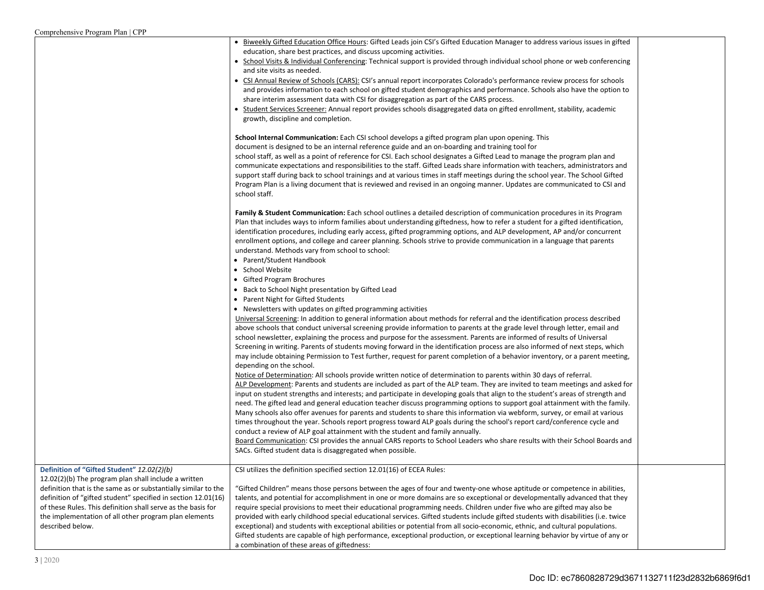| | | |
|---|---|---|
| | • Biweekly Gifted Education Office Hours: Gifted Leads join CSI's Gifted Education Manager to address various issues in gifted education, share best practices, and discuss upcoming activities.<br>• School Visits & Individual Conferencing: Technical support is provided through individual school phone or web conferencing and site visits as needed.<br>• CSI Annual Review of Schools (CARS): CSI's annual report incorporates Colorado's performance review process for schools and provides information to each school on gifted student demographics and performance. Schools also have the option to share interim assessment data with CSI for disaggregation as part of the CARS process.<br>• Student Services Screener: Annual report provides schools disaggregated data on gifted enrollment, stability, academic growth, discipline and completion.<br><br>**School Internal Communication:** Each CSI school develops a gifted program plan upon opening. This document is designed to be an internal reference guide and an on-boarding and training tool for school staff, as well as a point of reference for CSI. Each school designates a Gifted Lead to manage the program plan and communicate expectations and responsibilities to the staff. Gifted Leads share information with teachers, administrators and support staff during back to school trainings and at various times in staff meetings during the school year. The School Gifted Program Plan is a living document that is reviewed and revised in an ongoing manner. Updates are communicated to CSI and school staff.<br><br>**Family & Student Communication:** Each school outlines a detailed description of communication procedures in its Program Plan that includes ways to inform families about understanding giftedness, how to refer a student for a gifted identification, identification procedures, including early access, gifted programming options, and ALP development, AP and/or concurrent enrollment options, and college and career planning. Schools strive to provide communication in a language that parents understand. Methods vary from school to school:<br>• Parent/Student Handbook<br>• School Website<br>• Gifted Program Brochures<br>• Back to School Night presentation by Gifted Lead<br>• Parent Night for Gifted Students<br>• Newsletters with updates on gifted programming activities<br>Universal Screening: In addition to general information about methods for referral and the identification process described above schools that conduct universal screening provide information to parents at the grade level through letter, email and school newsletter, explaining the process and purpose for the assessment. Parents are informed of results of Universal Screening in writing. Parents of students moving forward in the identification process are also informed of next steps, which may include obtaining Permission to Test further, request for parent completion of a behavior inventory, or a parent meeting, depending on the school.<br>Notice of Determination: All schools provide written notice of determination to parents within 30 days of referral.<br>ALP Development: Parents and students are included as part of the ALP team. They are invited to team meetings and asked for input on student strengths and interests; and participate in developing goals that align to the student's areas of strength and need. The gifted lead and general education teacher discuss programming options to support goal attainment with the family. Many schools also offer avenues for parents and students to share this information via webform, survey, or email at various times throughout the year. Schools report progress toward ALP goals during the school's report card/conference cycle and conduct a review of ALP goal attainment with the student and family annually.<br>Board Communication: CSI provides the annual CARS reports to School Leaders who share results with their School Boards and SACs. Gifted student data is disaggregated when possible. | |
| **Definition of "Gifted Student"** *12.02(2)(b)*<br>12.02(2)(b) The program plan shall include a written definition that is the same as or substantially similar to the definition of "gifted student" specified in section 12.01(16) of these Rules. This definition shall serve as the basis for the implementation of all other program plan elements described below. | CSI utilizes the definition specified section 12.01(16) of ECEA Rules:<br><br>"Gifted Children" means those persons between the ages of four and twenty-one whose aptitude or competence in abilities, talents, and potential for accomplishment in one or more domains are so exceptional or developmentally advanced that they require special provisions to meet their educational programming needs. Children under five who are gifted may also be provided with early childhood special educational services. Gifted students include gifted students with disabilities (i.e. twice exceptional) and students with exceptional abilities or potential from all socio-economic, ethnic, and cultural populations. Gifted students are capable of high performance, exceptional production, or exceptional learning behavior by virtue of any or a combination of these areas of giftedness: | |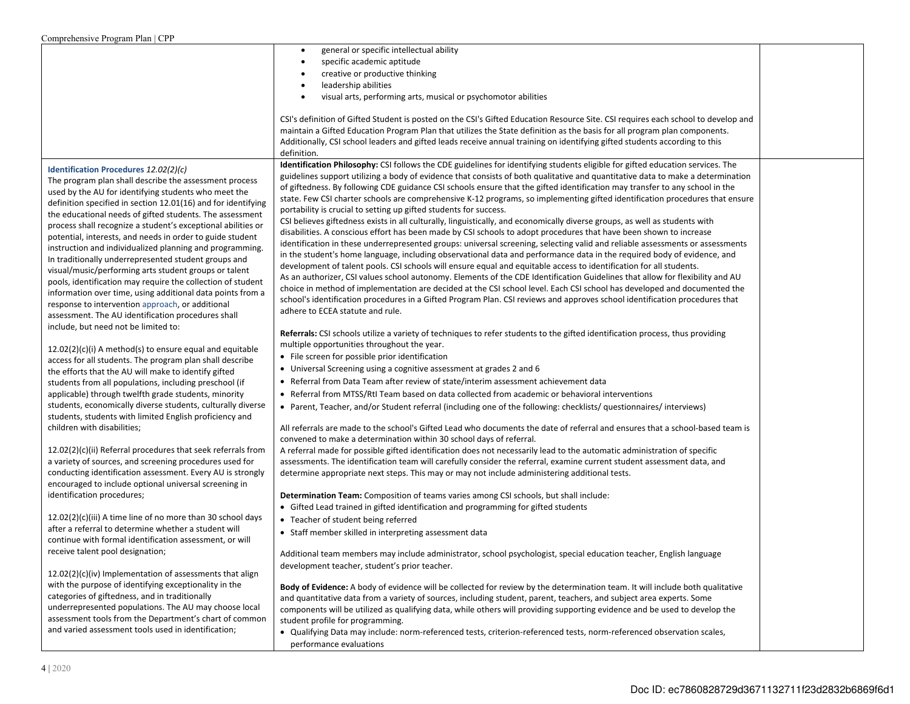| | | |
|---|---|---|
| | • general or specific intellectual ability<br>• specific academic aptitude<br>• creative or productive thinking<br>• leadership abilities<br>• visual arts, performing arts, musical or psychomotor abilities<br><br>CSI's definition of Gifted Student is posted on the CSI's Gifted Education Resource Site. CSI requires each school to develop and maintain a Gifted Education Program Plan that utilizes the State definition as the basis for all program plan components. Additionally, CSI school leaders and gifted leads receive annual training on identifying gifted students according to this definition. | |
| **Identification Procedures** *12.02(2)(c)*<br>The program plan shall describe the assessment process used by the AU for identifying students who meet the definition specified in section 12.01(16) and for identifying the educational needs of gifted students. The assessment process shall recognize a student's exceptional abilities or potential, interests, and needs in order to guide student instruction and individualized planning and programming. In traditionally underrepresented student groups and visual/music/performing arts student groups or talent pools, identification may require the collection of student information over time, using additional data points from a response to intervention approach, or additional assessment. The AU identification procedures shall include, but need not be limited to:<br><br>12.02(2)(c)(i) A method(s) to ensure equal and equitable access for all students. The program plan shall describe the efforts that the AU will make to identify gifted students from all populations, including preschool (if applicable) through twelfth grade students, minority students, economically diverse students, culturally diverse students, students with limited English proficiency and children with disabilities;<br><br>12.02(2)(c)(ii) Referral procedures that seek referrals from a variety of sources, and screening procedures used for conducting identification assessment. Every AU is strongly encouraged to include optional universal screening in identification procedures;<br><br>12.02(2)(c)(iii) A time line of no more than 30 school days after a referral to determine whether a student will continue with formal identification assessment, or will receive talent pool designation;<br><br>12.02(2)(c)(iv) Implementation of assessments that align with the purpose of identifying exceptionality in the categories of giftedness, and in traditionally underrepresented populations. The AU may choose local assessment tools from the Department's chart of common and varied assessment tools used in identification; | **Identification Philosophy:** CSI follows the CDE guidelines for identifying students eligible for gifted education services. The guidelines support utilizing a body of evidence that consists of both qualitative and quantitative data to make a determination of giftedness. By following CDE guidance CSI schools ensure that the gifted identification may transfer to any school in the state. Few CSI charter schools are comprehensive K-12 programs, so implementing gifted identification procedures that ensure portability is crucial to setting up gifted students for success.<br>CSI believes giftedness exists in all culturally, linguistically, and economically diverse groups, as well as students with disabilities. A conscious effort has been made by CSI schools to adopt procedures that have been shown to increase identification in these underrepresented groups: universal screening, selecting valid and reliable assessments or assessments in the student's home language, including observational data and performance data in the required body of evidence, and development of talent pools. CSI schools will ensure equal and equitable access to identification for all students.<br>As an authorizer, CSI values school autonomy. Elements of the CDE Identification Guidelines that allow for flexibility and AU choice in method of implementation are decided at the CSI school level. Each CSI school has developed and documented the school's identification procedures in a Gifted Program Plan. CSI reviews and approves school identification procedures that adhere to ECEA statute and rule.<br><br>**Referrals:** CSI schools utilize a variety of techniques to refer students to the gifted identification process, thus providing multiple opportunities throughout the year.<br>• File screen for possible prior identification<br>• Universal Screening using a cognitive assessment at grades 2 and 6<br>• Referral from Data Team after review of state/interim assessment achievement data<br>• Referral from MTSS/RtI Team based on data collected from academic or behavioral interventions<br>• Parent, Teacher, and/or Student referral (including one of the following: checklists/ questionnaires/ interviews)<br><br>All referrals are made to the school's Gifted Lead who documents the date of referral and ensures that a school-based team is convened to make a determination within 30 school days of referral.<br>A referral made for possible gifted identification does not necessarily lead to the automatic administration of specific assessments. The identification team will carefully consider the referral, examine current student assessment data, and determine appropriate next steps. This may or may not include administering additional tests.<br><br>**Determination Team:** Composition of teams varies among CSI schools, but shall include:<br>• Gifted Lead trained in gifted identification and programming for gifted students<br>• Teacher of student being referred<br>• Staff member skilled in interpreting assessment data<br><br>Additional team members may include administrator, school psychologist, special education teacher, English language development teacher, student's prior teacher.<br><br>**Body of Evidence:** A body of evidence will be collected for review by the determination team. It will include both qualitative and quantitative data from a variety of sources, including student, parent, teachers, and subject area experts. Some components will be utilized as qualifying data, while others will providing supporting evidence and be used to develop the student profile for programming.<br>• Qualifying Data may include: norm-referenced tests, criterion-referenced tests, norm-referenced observation scales, performance evaluations | |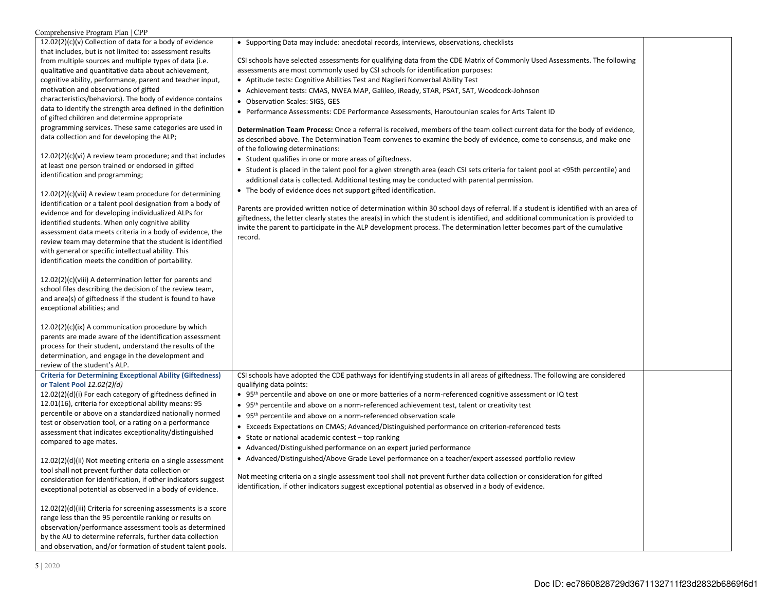| | | |
|---|---|---|
| 12.02(2)(c)(v) Collection of data for a body of evidence that includes, but is not limited to: assessment results from multiple sources and multiple types of data (i.e. qualitative and quantitative data about achievement, cognitive ability, performance, parent and teacher input, motivation and observations of gifted characteristics/behaviors). The body of evidence contains data to identify the strength area defined in the definition of gifted children and determine appropriate programming services. These same categories are used in data collection and for developing the ALP;<br><br>12.02(2)(c)(vi) A review team procedure; and that includes at least one person trained or endorsed in gifted identification and programming;<br><br>12.02(2)(c)(vii) A review team procedure for determining identification or a talent pool designation from a body of evidence and for developing individualized ALPs for identified students. When only cognitive ability assessment data meets criteria in a body of evidence, the review team may determine that the student is identified with general or specific intellectual ability. This identification meets the condition of portability.<br><br>12.02(2)(c)(viii) A determination letter for parents and school files describing the decision of the review team, and area(s) of giftedness if the student is found to have exceptional abilities; and<br><br>12.02(2)(c)(ix) A communication procedure by which parents are made aware of the identification assessment process for their student, understand the results of the determination, and engage in the development and review of the student's ALP. | • Supporting Data may include: anecdotal records, interviews, observations, checklists<br><br>CSI schools have selected assessments for qualifying data from the CDE Matrix of Commonly Used Assessments. The following assessments are most commonly used by CSI schools for identification purposes:<br>• Aptitude tests: Cognitive Abilities Test and Naglieri Nonverbal Ability Test<br>• Achievement tests: CMAS, NWEA MAP, Galileo, iReady, STAR, PSAT, SAT, Woodcock-Johnson<br>• Observation Scales: SIGS, GES<br>• Performance Assessments: CDE Performance Assessments, Haroutounian scales for Arts Talent ID<br><br>**Determination Team Process:** Once a referral is received, members of the team collect current data for the body of evidence, as described above. The Determination Team convenes to examine the body of evidence, come to consensus, and make one of the following determinations:<br>• Student qualifies in one or more areas of giftedness.<br>• Student is placed in the talent pool for a given strength area (each CSI sets criteria for talent pool at <95th percentile) and additional data is collected. Additional testing may be conducted with parental permission.<br>• The body of evidence does not support gifted identification.<br><br>Parents are provided written notice of determination within 30 school days of referral. If a student is identified with an area of giftedness, the letter clearly states the area(s) in which the student is identified, and additional communication is provided to invite the parent to participate in the ALP development process. The determination letter becomes part of the cumulative record. | |
| **Criteria for Determining Exceptional Ability (Giftedness) or Talent Pool** *12.02(2)(d)*<br>12.02(2)(d)(i) For each category of giftedness defined in 12.01(16), criteria for exceptional ability means: 95 percentile or above on a standardized nationally normed test or observation tool, or a rating on a performance assessment that indicates exceptionality/distinguished compared to age mates.<br><br>12.02(2)(d)(ii) Not meeting criteria on a single assessment tool shall not prevent further data collection or consideration for identification, if other indicators suggest exceptional potential as observed in a body of evidence.<br><br>12.02(2)(d)(iii) Criteria for screening assessments is a score range less than the 95 percentile ranking or results on observation/performance assessment tools as determined by the AU to determine referrals, further data collection and observation, and/or formation of student talent pools. | CSI schools have adopted the CDE pathways for identifying students in all areas of giftedness. The following are considered qualifying data points:<br>• 95th percentile and above on one or more batteries of a norm-referenced cognitive assessment or IQ test<br>• 95th percentile and above on a norm-referenced achievement test, talent or creativity test<br>• 95th percentile and above on a norm-referenced observation scale<br>• Exceeds Expectations on CMAS; Advanced/Distinguished performance on criterion-referenced tests<br>• State or national academic contest – top ranking<br>• Advanced/Distinguished performance on an expert juried performance<br>• Advanced/Distinguished/Above Grade Level performance on a teacher/expert assessed portfolio review<br><br>Not meeting criteria on a single assessment tool shall not prevent further data collection or consideration for gifted identification, if other indicators suggest exceptional potential as observed in a body of evidence. | |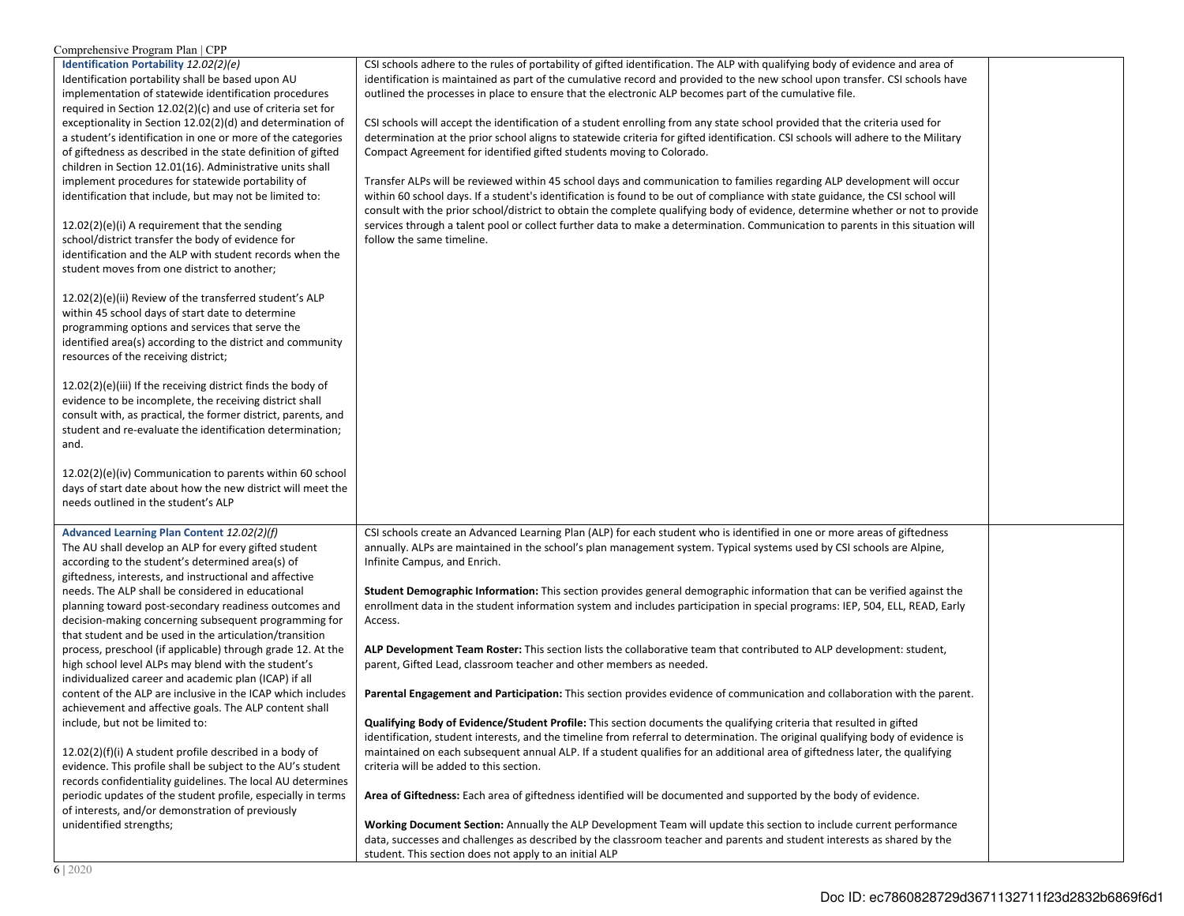| | | |
|---|---|---|
| **Identification Portability** *12.02(2)(e)*<br>Identification portability shall be based upon AU implementation of statewide identification procedures required in Section 12.02(2)(c) and use of criteria set for exceptionality in Section 12.02(2)(d) and determination of a student's identification in one or more of the categories of giftedness as described in the state definition of gifted children in Section 12.01(16). Administrative units shall implement procedures for statewide portability of identification that include, but may not be limited to:<br><br>12.02(2)(e)(i) A requirement that the sending school/district transfer the body of evidence for identification and the ALP with student records when the student moves from one district to another;<br><br>12.02(2)(e)(ii) Review of the transferred student's ALP within 45 school days of start date to determine programming options and services that serve the identified area(s) according to the district and community resources of the receiving district;<br><br>12.02(2)(e)(iii) If the receiving district finds the body of evidence to be incomplete, the receiving district shall consult with, as practical, the former district, parents, and student and re-evaluate the identification determination; and.<br><br>12.02(2)(e)(iv) Communication to parents within 60 school days of start date about how the new district will meet the needs outlined in the student's ALP | CSI schools adhere to the rules of portability of gifted identification. The ALP with qualifying body of evidence and area of identification is maintained as part of the cumulative record and provided to the new school upon transfer. CSI schools have outlined the processes in place to ensure that the electronic ALP becomes part of the cumulative file.<br><br>CSI schools will accept the identification of a student enrolling from any state school provided that the criteria used for determination at the prior school aligns to statewide criteria for gifted identification. CSI schools will adhere to the Military Compact Agreement for identified gifted students moving to Colorado.<br><br>Transfer ALPs will be reviewed within 45 school days and communication to families regarding ALP development will occur within 60 school days. If a student's identification is found to be out of compliance with state guidance, the CSI school will consult with the prior school/district to obtain the complete qualifying body of evidence, determine whether or not to provide services through a talent pool or collect further data to make a determination. Communication to parents in this situation will follow the same timeline. | |
| **Advanced Learning Plan Content** *12.02(2)(f)*<br>The AU shall develop an ALP for every gifted student according to the student's determined area(s) of giftedness, interests, and instructional and affective needs. The ALP shall be considered in educational planning toward post-secondary readiness outcomes and decision-making concerning subsequent programming for that student and be used in the articulation/transition process, preschool (if applicable) through grade 12. At the high school level ALPs may blend with the student's individualized career and academic plan (ICAP) if all content of the ALP are inclusive in the ICAP which includes achievement and affective goals. The ALP content shall include, but not be limited to:<br><br>12.02(2)(f)(i) A student profile described in a body of evidence. This profile shall be subject to the AU's student records confidentiality guidelines. The local AU determines periodic updates of the student profile, especially in terms of interests, and/or demonstration of previously unidentified strengths; | CSI schools create an Advanced Learning Plan (ALP) for each student who is identified in one or more areas of giftedness annually. ALPs are maintained in the school's plan management system. Typical systems used by CSI schools are Alpine, Infinite Campus, and Enrich.<br><br>**Student Demographic Information:** This section provides general demographic information that can be verified against the enrollment data in the student information system and includes participation in special programs: IEP, 504, ELL, READ, Early Access.<br><br>**ALP Development Team Roster:** This section lists the collaborative team that contributed to ALP development: student, parent, Gifted Lead, classroom teacher and other members as needed.<br><br>**Parental Engagement and Participation:** This section provides evidence of communication and collaboration with the parent.<br><br>**Qualifying Body of Evidence/Student Profile:** This section documents the qualifying criteria that resulted in gifted identification, student interests, and the timeline from referral to determination. The original qualifying body of evidence is maintained on each subsequent annual ALP. If a student qualifies for an additional area of giftedness later, the qualifying criteria will be added to this section.<br><br>**Area of Giftedness:** Each area of giftedness identified will be documented and supported by the body of evidence.<br><br>**Working Document Section:** Annually the ALP Development Team will update this section to include current performance data, successes and challenges as described by the classroom teacher and parents and student interests as shared by the student. This section does not apply to an initial ALP | |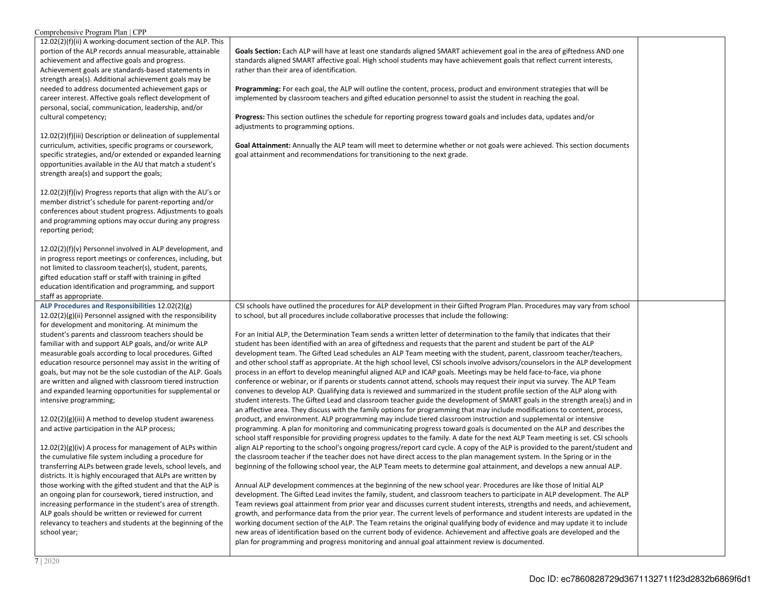| | | |
|---|---|---|
| 12.02(2)(f)(ii) A working-document section of the ALP. This portion of the ALP records annual measurable, attainable achievement and affective goals and progress. Achievement goals are standards-based statements in strength area(s). Additional achievement goals may be needed to address documented achievement gaps or career interest. Affective goals reflect development of personal, social, communication, leadership, and/or cultural competency;<br><br>12.02(2)(f)(iii) Description or delineation of supplemental curriculum, activities, specific programs or coursework, specific strategies, and/or extended or expanded learning opportunities available in the AU that match a student's strength area(s) and support the goals;<br><br>12.02(2)(f)(iv) Progress reports that align with the AU's or member district's schedule for parent-reporting and/or conferences about student progress. Adjustments to goals and programming options may occur during any progress reporting period;<br><br>12.02(2)(f)(v) Personnel involved in ALP development, and in progress report meetings or conferences, including, but not limited to classroom teacher(s), student, parents, gifted education staff or staff with training in gifted education identification and programming, and support staff as appropriate. | **Goals Section:** Each ALP will have at least one standards aligned SMART achievement goal in the area of giftedness AND one standards aligned SMART affective goal. High school students may have achievement goals that reflect current interests, rather than their area of identification.<br><br>**Programming:** For each goal, the ALP will outline the content, process, product and environment strategies that will be implemented by classroom teachers and gifted education personnel to assist the student in reaching the goal.<br><br>**Progress:** This section outlines the schedule for reporting progress toward goals and includes data, updates and/or adjustments to programming options.<br><br>**Goal Attainment:** Annually the ALP team will meet to determine whether or not goals were achieved. This section documents goal attainment and recommendations for transitioning to the next grade. | |
| **ALP Procedures and Responsibilities** 12.02(2)(g)<br>12.02(2)(g)(ii) Personnel assigned with the responsibility for development and monitoring. At minimum the student's parents and classroom teachers should be familiar with and support ALP goals, and/or write ALP measurable goals according to local procedures. Gifted education resource personnel may assist in the writing of goals, but may not be the sole custodian of the ALP. Goals are written and aligned with classroom tiered instruction and expanded learning opportunities for supplemental or intensive programming;<br><br>12.02(2)(g)(iii) A method to develop student awareness and active participation in the ALP process;<br><br>12.02(2)(g)(iv) A process for management of ALPs within the cumulative file system including a procedure for transferring ALPs between grade levels, school levels, and districts. It is highly encouraged that ALPs are written by those working with the gifted student and that the ALP is an ongoing plan for coursework, tiered instruction, and increasing performance in the student's area of strength. ALP goals should be written or reviewed for current relevancy to teachers and students at the beginning of the school year; | CSI schools have outlined the procedures for ALP development in their Gifted Program Plan. Procedures may vary from school to school, but all procedures include collaborative processes that include the following:<br><br>For an Initial ALP, the Determination Team sends a written letter of determination to the family that indicates that their student has been identified with an area of giftedness and requests that the parent and student be part of the ALP development team. The Gifted Lead schedules an ALP Team meeting with the student, parent, classroom teacher/teachers, and other school staff as appropriate. At the high school level, CSI schools involve advisors/counselors in the ALP development process in an effort to develop meaningful aligned ALP and ICAP goals. Meetings may be held face-to-face, via phone conference or webinar, or if parents or students cannot attend, schools may request their input via survey. The ALP Team convenes to develop ALP. Qualifying data is reviewed and summarized in the student profile section of the ALP along with student interests. The Gifted Lead and classroom teacher guide the development of SMART goals in the strength area(s) and in an affective area. They discuss with the family options for programming that may include modifications to content, process, product, and environment. ALP programming may include tiered classroom instruction and supplemental or intensive programming. A plan for monitoring and communicating progress toward goals is documented on the ALP and describes the school staff responsible for providing progress updates to the family. A date for the next ALP Team meeting is set. CSI schools align ALP reporting to the school's ongoing progress/report card cycle. A copy of the ALP is provided to the parent/student and the classroom teacher if the teacher does not have direct access to the plan management system. In the Spring or in the beginning of the following school year, the ALP Team meets to determine goal attainment, and develops a new annual ALP.<br><br>Annual ALP development commences at the beginning of the new school year. Procedures are like those of Initial ALP development. The Gifted Lead invites the family, student, and classroom teachers to participate in ALP development. The ALP Team reviews goal attainment from prior year and discusses current student interests, strengths and needs, and achievement, growth, and performance data from the prior year. The current levels of performance and student interests are updated in the working document section of the ALP. The Team retains the original qualifying body of evidence and may update it to include new areas of identification based on the current body of evidence. Achievement and affective goals are developed and the plan for programming and progress monitoring and annual goal attainment review is documented. | |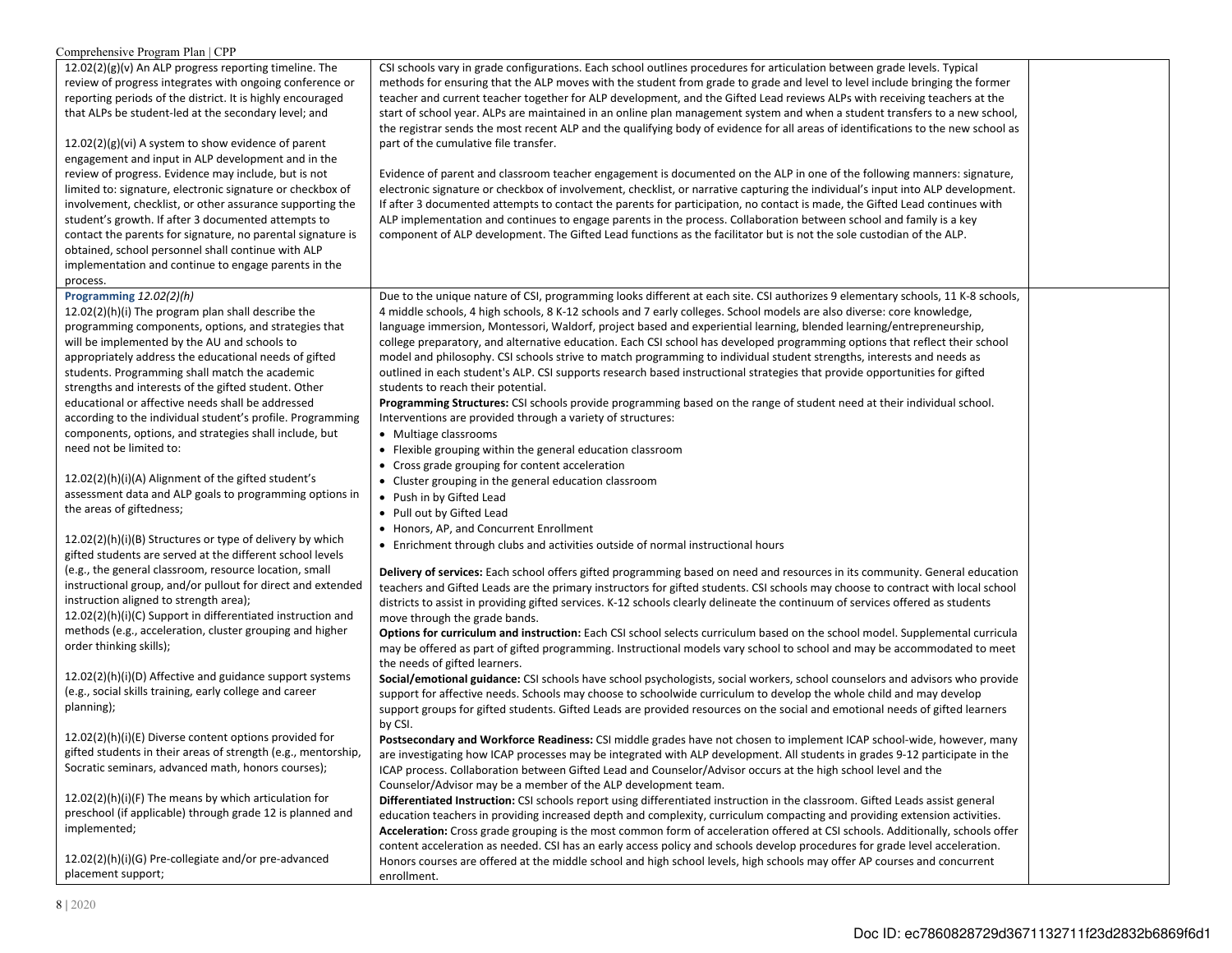| | | |
|---|---|---|
| 12.02(2)(g)(v) An ALP progress reporting timeline. The review of progress integrates with ongoing conference or reporting periods of the district. It is highly encouraged that ALPs be student-led at the secondary level; and<br><br>12.02(2)(g)(vi) A system to show evidence of parent engagement and input in ALP development and in the review of progress. Evidence may include, but is not limited to: signature, electronic signature or checkbox of involvement, checklist, or other assurance supporting the student's growth. If after 3 documented attempts to contact the parents for signature, no parental signature is obtained, school personnel shall continue with ALP implementation and continue to engage parents in the process. | CSI schools vary in grade configurations. Each school outlines procedures for articulation between grade levels. Typical methods for ensuring that the ALP moves with the student from grade to grade and level to level include bringing the former teacher and current teacher together for ALP development, and the Gifted Lead reviews ALPs with receiving teachers at the start of school year. ALPs are maintained in an online plan management system and when a student transfers to a new school, the registrar sends the most recent ALP and the qualifying body of evidence for all areas of identifications to the new school as part of the cumulative file transfer.<br><br>Evidence of parent and classroom teacher engagement is documented on the ALP in one of the following manners: signature, electronic signature or checkbox of involvement, checklist, or narrative capturing the individual's input into ALP development. If after 3 documented attempts to contact the parents for participation, no contact is made, the Gifted Lead continues with ALP implementation and continues to engage parents in the process. Collaboration between school and family is a key component of ALP development. The Gifted Lead functions as the facilitator but is not the sole custodian of the ALP. | |
| **Programming** *12.02(2)(h)*<br>12.02(2)(h)(i) The program plan shall describe the programming components, options, and strategies that will be implemented by the AU and schools to appropriately address the educational needs of gifted students. Programming shall match the academic strengths and interests of the gifted student. Other educational or affective needs shall be addressed according to the individual student's profile. Programming components, options, and strategies shall include, but need not be limited to:<br><br>12.02(2)(h)(i)(A) Alignment of the gifted student's assessment data and ALP goals to programming options in the areas of giftedness;<br><br>12.02(2)(h)(i)(B) Structures or type of delivery by which gifted students are served at the different school levels (e.g., the general classroom, resource location, small instructional group, and/or pullout for direct and extended instruction aligned to strength area);<br>12.02(2)(h)(i)(C) Support in differentiated instruction and methods (e.g., acceleration, cluster grouping and higher order thinking skills);<br><br>12.02(2)(h)(i)(D) Affective and guidance support systems (e.g., social skills training, early college and career planning);<br><br>12.02(2)(h)(i)(E) Diverse content options provided for gifted students in their areas of strength (e.g., mentorship, Socratic seminars, advanced math, honors courses);<br><br>12.02(2)(h)(i)(F) The means by which articulation for preschool (if applicable) through grade 12 is planned and implemented;<br><br>12.02(2)(h)(i)(G) Pre-collegiate and/or pre-advanced placement support; | Due to the unique nature of CSI, programming looks different at each site. CSI authorizes 9 elementary schools, 11 K-8 schools, 4 middle schools, 4 high schools, 8 K-12 schools and 7 early colleges. School models are also diverse: core knowledge, language immersion, Montessori, Waldorf, project based and experiential learning, blended learning/entrepreneurship, college preparatory, and alternative education. Each CSI school has developed programming options that reflect their school model and philosophy. CSI schools strive to match programming to individual student strengths, interests and needs as outlined in each student's ALP. CSI supports research based instructional strategies that provide opportunities for gifted students to reach their potential.<br>**Programming Structures:** CSI schools provide programming based on the range of student need at their individual school. Interventions are provided through a variety of structures:<br>• Multiage classrooms<br>• Flexible grouping within the general education classroom<br>• Cross grade grouping for content acceleration<br>• Cluster grouping in the general education classroom<br>• Push in by Gifted Lead<br>• Pull out by Gifted Lead<br>• Honors, AP, and Concurrent Enrollment<br>• Enrichment through clubs and activities outside of normal instructional hours<br><br>**Delivery of services:** Each school offers gifted programming based on need and resources in its community. General education teachers and Gifted Leads are the primary instructors for gifted students. CSI schools may choose to contract with local school districts to assist in providing gifted services. K-12 schools clearly delineate the continuum of services offered as students move through the grade bands.<br>**Options for curriculum and instruction:** Each CSI school selects curriculum based on the school model. Supplemental curricula may be offered as part of gifted programming. Instructional models vary school to school and may be accommodated to meet the needs of gifted learners.<br>**Social/emotional guidance:** CSI schools have school psychologists, social workers, school counselors and advisors who provide support for affective needs. Schools may choose to schoolwide curriculum to develop the whole child and may develop support groups for gifted students. Gifted Leads are provided resources on the social and emotional needs of gifted learners by CSI.<br>**Postsecondary and Workforce Readiness:** CSI middle grades have not chosen to implement ICAP school-wide, however, many are investigating how ICAP processes may be integrated with ALP development. All students in grades 9-12 participate in the ICAP process. Collaboration between Gifted Lead and Counselor/Advisor occurs at the high school level and the Counselor/Advisor may be a member of the ALP development team.<br>**Differentiated Instruction:** CSI schools report using differentiated instruction in the classroom. Gifted Leads assist general education teachers in providing increased depth and complexity, curriculum compacting and providing extension activities.<br>**Acceleration:** Cross grade grouping is the most common form of acceleration offered at CSI schools. Additionally, schools offer content acceleration as needed. CSI has an early access policy and schools develop procedures for grade level acceleration. Honors courses are offered at the middle school and high school levels, high schools may offer AP courses and concurrent enrollment. | |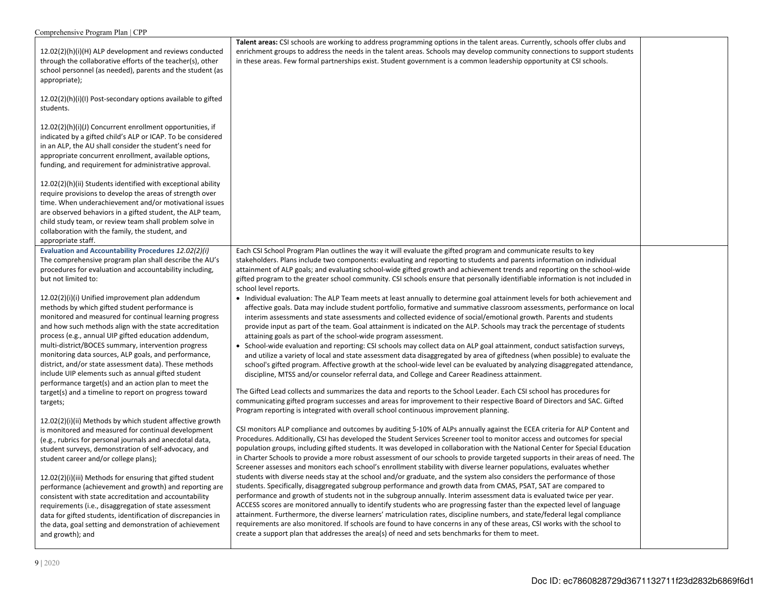| | | |
|---|---|---|
| 12.02(2)(h)(i)(H) ALP development and reviews conducted through the collaborative efforts of the teacher(s), other school personnel (as needed), parents and the student (as appropriate);<br><br>12.02(2)(h)(i)(I) Post-secondary options available to gifted students.<br><br>12.02(2)(h)(i)(J) Concurrent enrollment opportunities, if indicated by a gifted child's ALP or ICAP. To be considered in an ALP, the AU shall consider the student's need for appropriate concurrent enrollment, available options, funding, and requirement for administrative approval.<br><br>12.02(2)(h)(ii) Students identified with exceptional ability require provisions to develop the areas of strength over time. When underachievement and/or motivational issues are observed behaviors in a gifted student, the ALP team, child study team, or review team shall problem solve in collaboration with the family, the student, and appropriate staff. | **Talent areas:** CSI schools are working to address programming options in the talent areas. Currently, schools offer clubs and enrichment groups to address the needs in the talent areas. Schools may develop community connections to support students in these areas. Few formal partnerships exist. Student government is a common leadership opportunity at CSI schools. | |
| **Evaluation and Accountability Procedures** *12.02(2)(i)*<br>The comprehensive program plan shall describe the AU's procedures for evaluation and accountability including, but not limited to:<br><br>12.02(2)(i)(i) Unified improvement plan addendum methods by which gifted student performance is monitored and measured for continual learning progress and how such methods align with the state accreditation process (e.g., annual UIP gifted education addendum, multi-district/BOCES summary, intervention progress monitoring data sources, ALP goals, and performance, district, and/or state assessment data). These methods include UIP elements such as annual gifted student performance target(s) and an action plan to meet the target(s) and a timeline to report on progress toward targets;<br><br>12.02(2)(i)(ii) Methods by which student affective growth is monitored and measured for continual development (e.g., rubrics for personal journals and anecdotal data, student surveys, demonstration of self-advocacy, and student career and/or college plans);<br><br>12.02(2)(i)(iii) Methods for ensuring that gifted student performance (achievement and growth) and reporting are consistent with state accreditation and accountability requirements (i.e., disaggregation of state assessment data for gifted students, identification of discrepancies in the data, goal setting and demonstration of achievement and growth); and | Each CSI School Program Plan outlines the way it will evaluate the gifted program and communicate results to key stakeholders. Plans include two components: evaluating and reporting to students and parents information on individual attainment of ALP goals; and evaluating school-wide gifted growth and achievement trends and reporting on the school-wide gifted program to the greater school community. CSI schools ensure that personally identifiable information is not included in school level reports.<br>• Individual evaluation: The ALP Team meets at least annually to determine goal attainment levels for both achievement and affective goals. Data may include student portfolio, formative and summative classroom assessments, performance on local interim assessments and state assessments and collected evidence of social/emotional growth. Parents and students provide input as part of the team. Goal attainment is indicated on the ALP. Schools may track the percentage of students attaining goals as part of the school-wide program assessment.<br>• School-wide evaluation and reporting: CSI schools may collect data on ALP goal attainment, conduct satisfaction surveys, and utilize a variety of local and state assessment data disaggregated by area of giftedness (when possible) to evaluate the school's gifted program. Affective growth at the school-wide level can be evaluated by analyzing disaggregated attendance, discipline, MTSS and/or counselor referral data, and College and Career Readiness attainment.<br><br>The Gifted Lead collects and summarizes the data and reports to the School Leader. Each CSI school has procedures for communicating gifted program successes and areas for improvement to their respective Board of Directors and SAC. Gifted Program reporting is integrated with overall school continuous improvement planning.<br><br>CSI monitors ALP compliance and outcomes by auditing 5-10% of ALPs annually against the ECEA criteria for ALP Content and Procedures. Additionally, CSI has developed the Student Services Screener tool to monitor access and outcomes for special population groups, including gifted students. It was developed in collaboration with the National Center for Special Education in Charter Schools to provide a more robust assessment of our schools to provide targeted supports in their areas of need. The Screener assesses and monitors each school's enrollment stability with diverse learner populations, evaluates whether students with diverse needs stay at the school and/or graduate, and the system also considers the performance of those students. Specifically, disaggregated subgroup performance and growth data from CMAS, PSAT, SAT are compared to performance and growth of students not in the subgroup annually. Interim assessment data is evaluated twice per year. ACCESS scores are monitored annually to identify students who are progressing faster than the expected level of language attainment. Furthermore, the diverse learners' matriculation rates, discipline numbers, and state/federal legal compliance requirements are also monitored. If schools are found to have concerns in any of these areas, CSI works with the school to create a support plan that addresses the area(s) of need and sets benchmarks for them to meet. | |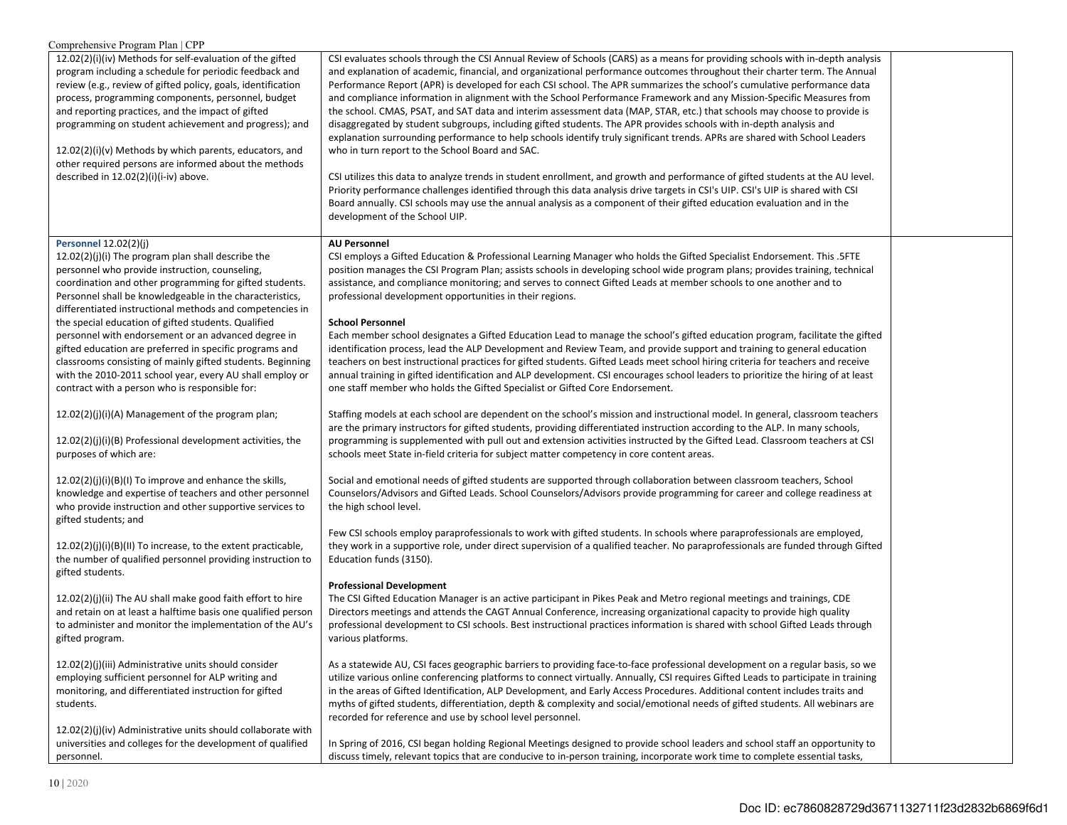| | | |
|---|---|---|
| 12.02(2)(i)(iv) Methods for self-evaluation of the gifted program including a schedule for periodic feedback and review (e.g., review of gifted policy, goals, identification process, programming components, personnel, budget and reporting practices, and the impact of gifted programming on student achievement and progress); and<br><br>12.02(2)(i)(v) Methods by which parents, educators, and other required persons are informed about the methods described in 12.02(2)(i)(i-iv) above. | CSI evaluates schools through the CSI Annual Review of Schools (CARS) as a means for providing schools with in-depth analysis and explanation of academic, financial, and organizational performance outcomes throughout their charter term. The Annual Performance Report (APR) is developed for each CSI school. The APR summarizes the school's cumulative performance data and compliance information in alignment with the School Performance Framework and any Mission-Specific Measures from the school. CMAS, PSAT, and SAT data and interim assessment data (MAP, STAR, etc.) that schools may choose to provide is disaggregated by student subgroups, including gifted students. The APR provides schools with in-depth analysis and explanation surrounding performance to help schools identify truly significant trends. APRs are shared with School Leaders who in turn report to the School Board and SAC.<br><br>CSI utilizes this data to analyze trends in student enrollment, and growth and performance of gifted students at the AU level. Priority performance challenges identified through this data analysis drive targets in CSI's UIP. CSI's UIP is shared with CSI Board annually. CSI schools may use the annual analysis as a component of their gifted education evaluation and in the development of the School UIP. | |
| **Personnel** 12.02(2)(j)<br>12.02(2)(j)(i) The program plan shall describe the personnel who provide instruction, counseling, coordination and other programming for gifted students. Personnel shall be knowledgeable in the characteristics, differentiated instructional methods and competencies in the special education of gifted students. Qualified personnel with endorsement or an advanced degree in gifted education are preferred in specific programs and classrooms consisting of mainly gifted students. Beginning with the 2010-2011 school year, every AU shall employ or contract with a person who is responsible for:<br><br>12.02(2)(j)(i)(A) Management of the program plan;<br><br>12.02(2)(j)(i)(B) Professional development activities, the purposes of which are:<br><br>12.02(2)(j)(i)(B)(I) To improve and enhance the skills, knowledge and expertise of teachers and other personnel who provide instruction and other supportive services to gifted students; and<br><br>12.02(2)(j)(i)(B)(II) To increase, to the extent practicable, the number of qualified personnel providing instruction to gifted students.<br><br>12.02(2)(j)(ii) The AU shall make good faith effort to hire and retain on at least a halftime basis one qualified person to administer and monitor the implementation of the AU's gifted program.<br><br>12.02(2)(j)(iii) Administrative units should consider employing sufficient personnel for ALP writing and monitoring, and differentiated instruction for gifted students.<br><br>12.02(2)(j)(iv) Administrative units should collaborate with universities and colleges for the development of qualified personnel. | **AU Personnel**<br>CSI employs a Gifted Education & Professional Learning Manager who holds the Gifted Specialist Endorsement. This .5FTE position manages the CSI Program Plan; assists schools in developing school wide program plans; provides training, technical assistance, and compliance monitoring; and serves to connect Gifted Leads at member schools to one another and to professional development opportunities in their regions.<br><br>**School Personnel**<br>Each member school designates a Gifted Education Lead to manage the school's gifted education program, facilitate the gifted identification process, lead the ALP Development and Review Team, and provide support and training to general education teachers on best instructional practices for gifted students. Gifted Leads meet school hiring criteria for teachers and receive annual training in gifted identification and ALP development. CSI encourages school leaders to prioritize the hiring of at least one staff member who holds the Gifted Specialist or Gifted Core Endorsement.<br><br>Staffing models at each school are dependent on the school's mission and instructional model. In general, classroom teachers are the primary instructors for gifted students, providing differentiated instruction according to the ALP. In many schools, programming is supplemented with pull out and extension activities instructed by the Gifted Lead. Classroom teachers at CSI schools meet State in-field criteria for subject matter competency in core content areas.<br><br>Social and emotional needs of gifted students are supported through collaboration between classroom teachers, School Counselors/Advisors and Gifted Leads. School Counselors/Advisors provide programming for career and college readiness at the high school level.<br><br>Few CSI schools employ paraprofessionals to work with gifted students. In schools where paraprofessionals are employed, they work in a supportive role, under direct supervision of a qualified teacher. No paraprofessionals are funded through Gifted Education funds (3150).<br><br>**Professional Development**<br>The CSI Gifted Education Manager is an active participant in Pikes Peak and Metro regional meetings and trainings, CDE Directors meetings and attends the CAGT Annual Conference, increasing organizational capacity to provide high quality professional development to CSI schools. Best instructional practices information is shared with school Gifted Leads through various platforms.<br><br>As a statewide AU, CSI faces geographic barriers to providing face-to-face professional development on a regular basis, so we utilize various online conferencing platforms to connect virtually. Annually, CSI requires Gifted Leads to participate in training in the areas of Gifted Identification, ALP Development, and Early Access Procedures. Additional content includes traits and myths of gifted students, differentiation, depth & complexity and social/emotional needs of gifted students. All webinars are recorded for reference and use by school level personnel.<br><br>In Spring of 2016, CSI began holding Regional Meetings designed to provide school leaders and school staff an opportunity to discuss timely, relevant topics that are conducive to in-person training, incorporate work time to complete essential tasks, | |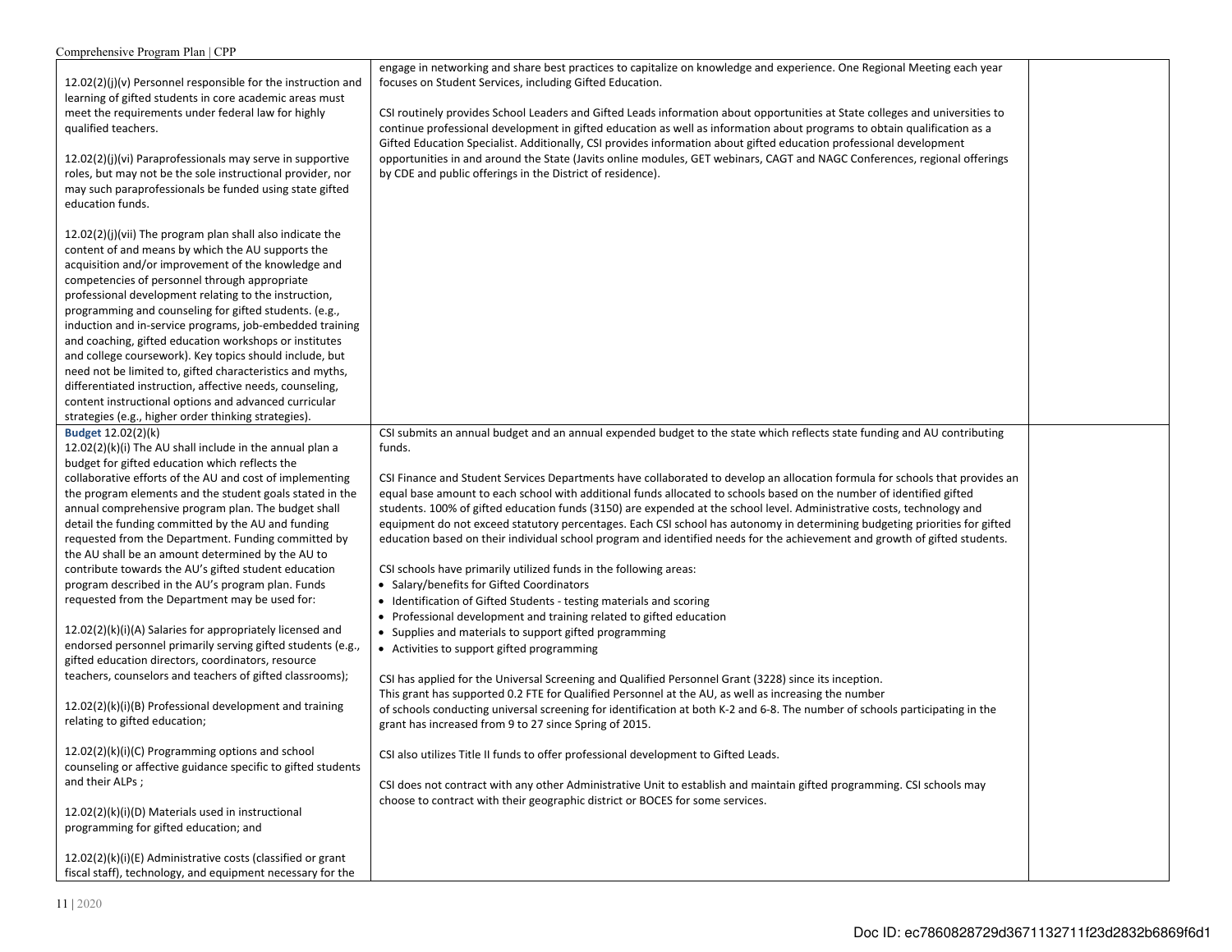| | | |
|---|---|---|
| 12.02(2)(j)(v) Personnel responsible for the instruction and learning of gifted students in core academic areas must meet the requirements under federal law for highly qualified teachers.<br><br>12.02(2)(j)(vi) Paraprofessionals may serve in supportive roles, but may not be the sole instructional provider, nor may such paraprofessionals be funded using state gifted education funds.<br><br>12.02(2)(j)(vii) The program plan shall also indicate the content of and means by which the AU supports the acquisition and/or improvement of the knowledge and competencies of personnel through appropriate professional development relating to the instruction, programming and counseling for gifted students. (e.g., induction and in-service programs, job-embedded training and coaching, gifted education workshops or institutes and college coursework). Key topics should include, but need not be limited to, gifted characteristics and myths, differentiated instruction, affective needs, counseling, content instructional options and advanced curricular strategies (e.g., higher order thinking strategies). | engage in networking and share best practices to capitalize on knowledge and experience. One Regional Meeting each year focuses on Student Services, including Gifted Education.<br><br>CSI routinely provides School Leaders and Gifted Leads information about opportunities at State colleges and universities to continue professional development in gifted education as well as information about programs to obtain qualification as a Gifted Education Specialist. Additionally, CSI provides information about gifted education professional development opportunities in and around the State (Javits online modules, GET webinars, CAGT and NAGC Conferences, regional offerings by CDE and public offerings in the District of residence). | |
| **Budget** 12.02(2)(k)<br>12.02(2)(k)(i) The AU shall include in the annual plan a budget for gifted education which reflects the collaborative efforts of the AU and cost of implementing the program elements and the student goals stated in the annual comprehensive program plan. The budget shall detail the funding committed by the AU and funding requested from the Department. Funding committed by the AU shall be an amount determined by the AU to contribute towards the AU's gifted student education program described in the AU's program plan. Funds requested from the Department may be used for:<br><br>12.02(2)(k)(i)(A) Salaries for appropriately licensed and endorsed personnel primarily serving gifted students (e.g., gifted education directors, coordinators, resource teachers, counselors and teachers of gifted classrooms);<br><br>12.02(2)(k)(i)(B) Professional development and training relating to gifted education;<br><br>12.02(2)(k)(i)(C) Programming options and school counseling or affective guidance specific to gifted students and their ALPs ;<br><br>12.02(2)(k)(i)(D) Materials used in instructional programming for gifted education; and<br><br>12.02(2)(k)(i)(E) Administrative costs (classified or grant fiscal staff), technology, and equipment necessary for the | CSI submits an annual budget and an annual expended budget to the state which reflects state funding and AU contributing funds.<br><br>CSI Finance and Student Services Departments have collaborated to develop an allocation formula for schools that provides an equal base amount to each school with additional funds allocated to schools based on the number of identified gifted students. 100% of gifted education funds (3150) are expended at the school level. Administrative costs, technology and equipment do not exceed statutory percentages. Each CSI school has autonomy in determining budgeting priorities for gifted education based on their individual school program and identified needs for the achievement and growth of gifted students.<br><br>CSI schools have primarily utilized funds in the following areas:<br>• Salary/benefits for Gifted Coordinators<br>• Identification of Gifted Students - testing materials and scoring<br>• Professional development and training related to gifted education<br>• Supplies and materials to support gifted programming<br>• Activities to support gifted programming<br><br>CSI has applied for the Universal Screening and Qualified Personnel Grant (3228) since its inception. This grant has supported 0.2 FTE for Qualified Personnel at the AU, as well as increasing the number of schools conducting universal screening for identification at both K-2 and 6-8. The number of schools participating in the grant has increased from 9 to 27 since Spring of 2015.<br><br>CSI also utilizes Title II funds to offer professional development to Gifted Leads.<br><br>CSI does not contract with any other Administrative Unit to establish and maintain gifted programming. CSI schools may choose to contract with their geographic district or BOCES for some services. | |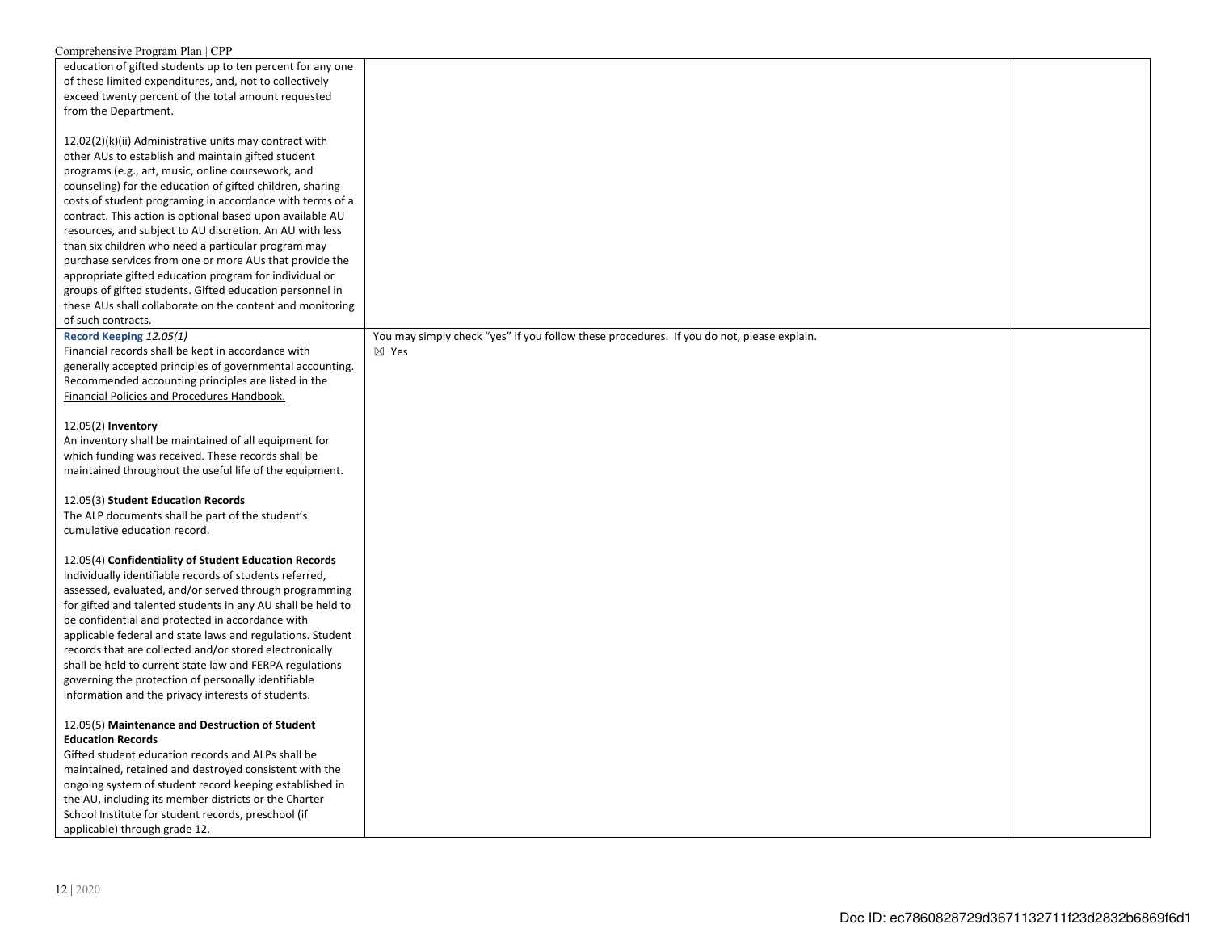| | | |
|---|---|---|
| education of gifted students up to ten percent for any one of these limited expenditures, and, not to collectively exceed twenty percent of the total amount requested from the Department.<br><br>12.02(2)(k)(ii) Administrative units may contract with other AUs to establish and maintain gifted student programs (e.g., art, music, online coursework, and counseling) for the education of gifted children, sharing costs of student programing in accordance with terms of a contract. This action is optional based upon available AU resources, and subject to AU discretion. An AU with less than six children who need a particular program may purchase services from one or more AUs that provide the appropriate gifted education program for individual or groups of gifted students. Gifted education personnel in these AUs shall collaborate on the content and monitoring of such contracts. | | |
| **Record Keeping** *12.05(1)*<br>Financial records shall be kept in accordance with generally accepted principles of governmental accounting. Recommended accounting principles are listed in the Financial Policies and Procedures Handbook.<br><br>12.05(2) **Inventory**<br>An inventory shall be maintained of all equipment for which funding was received. These records shall be maintained throughout the useful life of the equipment.<br><br>12.05(3) **Student Education Records**<br>The ALP documents shall be part of the student's cumulative education record.<br><br>12.05(4) **Confidentiality of Student Education Records**<br>Individually identifiable records of students referred, assessed, evaluated, and/or served through programming for gifted and talented students in any AU shall be held to be confidential and protected in accordance with applicable federal and state laws and regulations. Student records that are collected and/or stored electronically shall be held to current state law and FERPA regulations governing the protection of personally identifiable information and the privacy interests of students.<br><br>12.05(5) **Maintenance and Destruction of Student Education Records**<br>Gifted student education records and ALPs shall be maintained, retained and destroyed consistent with the ongoing system of student record keeping established in the AU, including its member districts or the Charter School Institute for student records, preschool (if applicable) through grade 12. | You may simply check "yes" if you follow these procedures. If you do not, please explain.<br>☒ Yes | |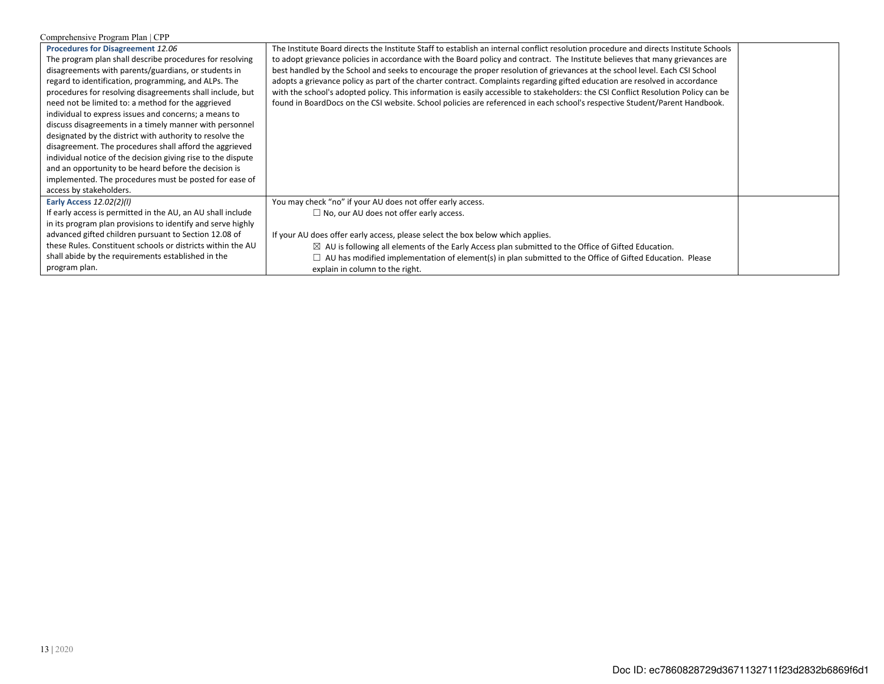| | | |
|---|---|---|
| **Procedures for Disagreement** *12.06*<br>The program plan shall describe procedures for resolving disagreements with parents/guardians, or students in regard to identification, programming, and ALPs. The procedures for resolving disagreements shall include, but need not be limited to: a method for the aggrieved individual to express issues and concerns; a means to discuss disagreements in a timely manner with personnel designated by the district with authority to resolve the disagreement. The procedures shall afford the aggrieved individual notice of the decision giving rise to the dispute and an opportunity to be heard before the decision is implemented. The procedures must be posted for ease of access by stakeholders. | The Institute Board directs the Institute Staff to establish an internal conflict resolution procedure and directs Institute Schools to adopt grievance policies in accordance with the Board policy and contract. The Institute believes that many grievances are best handled by the School and seeks to encourage the proper resolution of grievances at the school level. Each CSI School adopts a grievance policy as part of the charter contract. Complaints regarding gifted education are resolved in accordance with the school's adopted policy. This information is easily accessible to stakeholders: the CSI Conflict Resolution Policy can be found in BoardDocs on the CSI website. School policies are referenced in each school's respective Student/Parent Handbook. | |
| **Early Access** *12.02(2)(l)*<br>If early access is permitted in the AU, an AU shall include in its program plan provisions to identify and serve highly advanced gifted children pursuant to Section 12.08 of these Rules. Constituent schools or districts within the AU shall abide by the requirements established in the program plan. | You may check "no" if your AU does not offer early access.<br>☐ No, our AU does not offer early access.<br><br>If your AU does offer early access, please select the box below which applies.<br>☒ AU is following all elements of the Early Access plan submitted to the Office of Gifted Education.<br>☐ AU has modified implementation of element(s) in plan submitted to the Office of Gifted Education. Please explain in column to the right. | |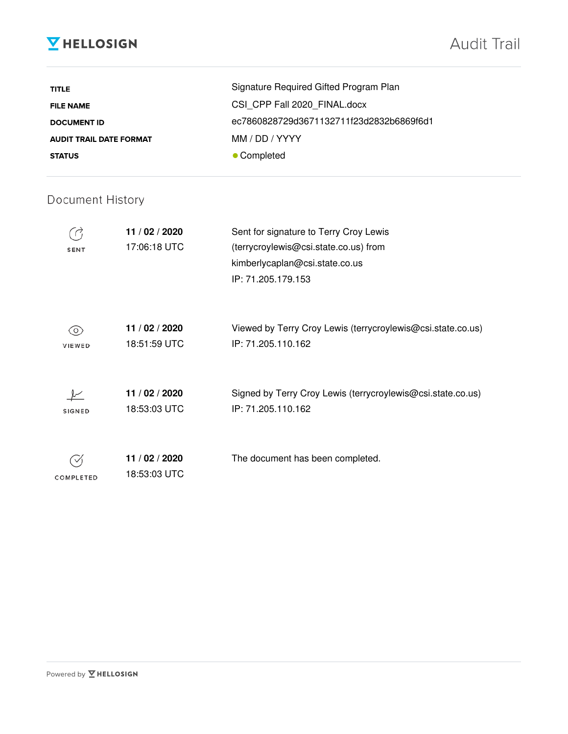HELLOSIGN

# Audit Trail

| | |
|---|---|
| **TITLE** | Signature Required Gifted Program Plan |
| **FILE NAME** | CSI_CPP Fall 2020_FINAL.docx |
| **DOCUMENT ID** | ec7860828729d3671132711f23d2832b6869f6d1 |
| **AUDIT TRAIL DATE FORMAT** | MM / DD / YYYY |
| **STATUS** | Completed |

## Document History

| | | |
|---|---|---|
| SENT | **11** / **02** / **2020** 17:06:18 UTC | Sent for signature to Terry Croy Lewis (terrycroylewis@csi.state.co.us) from kimberlycaplan@csi.state.co.us IP: 71.205.179.153 |
| VIEWED | **11** / **02** / **2020** 18:51:59 UTC | Viewed by Terry Croy Lewis (terrycroylewis@csi.state.co.us) IP: 71.205.110.162 |
| SIGNED | **11** / **02** / **2020** 18:53:03 UTC | Signed by Terry Croy Lewis (terrycroylewis@csi.state.co.us) IP: 71.205.110.162 |
| COMPLETED | **11** / **02** / **2020** 18:53:03 UTC | The document has been completed. |

Powered by HELLOSIGN